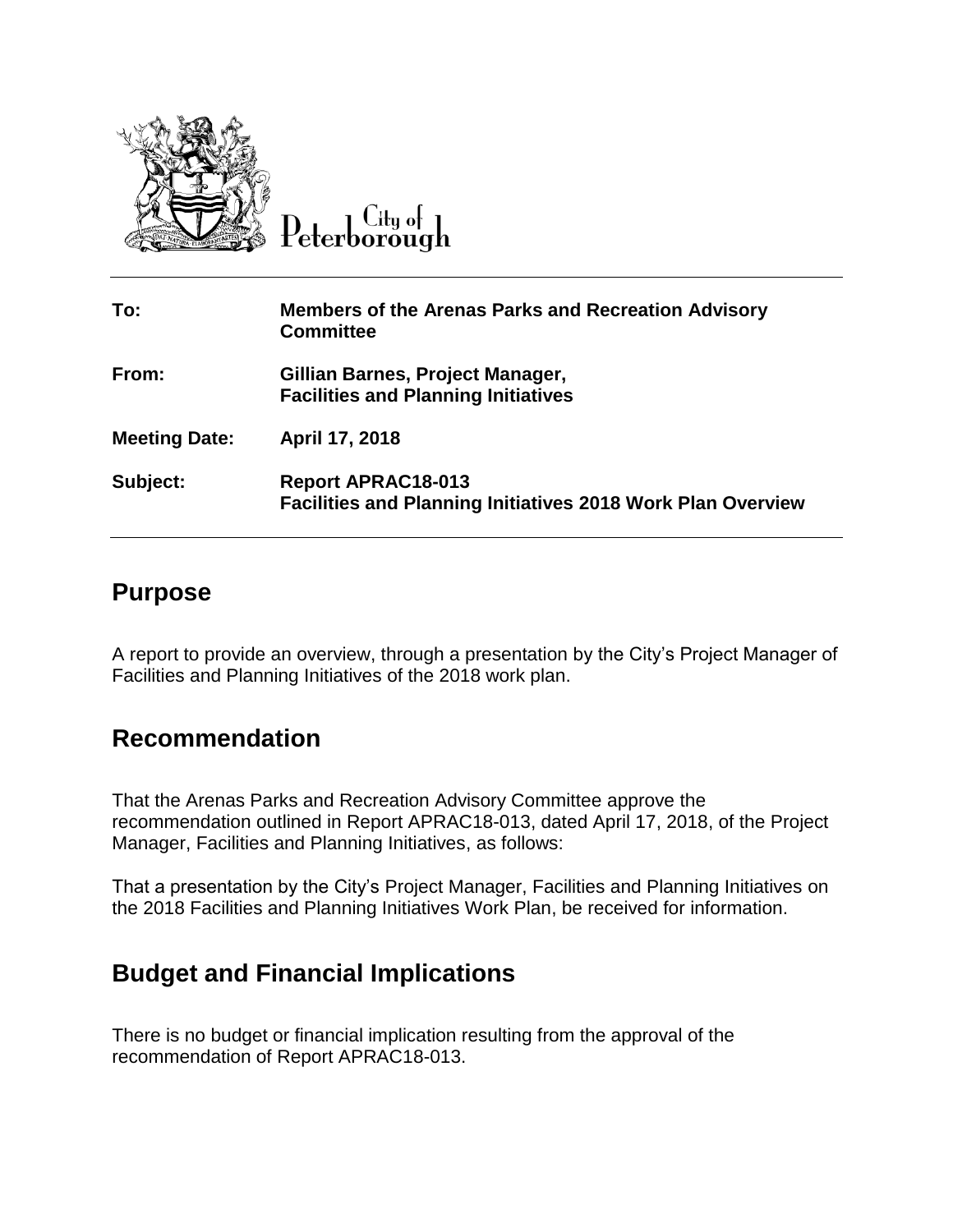City of Peterborough

| | |
|---|---|
| **To:** | **Members of the Arenas Parks and Recreation Advisory Committee** |
| **From:** | **Gillian Barnes, Project Manager, Facilities and Planning Initiatives** |
| **Meeting Date:** | **April 17, 2018** |
| **Subject:** | **Report APRAC18-013 Facilities and Planning Initiatives 2018 Work Plan Overview** |

## Purpose

A report to provide an overview, through a presentation by the City's Project Manager of Facilities and Planning Initiatives of the 2018 work plan.

## Recommendation

That the Arenas Parks and Recreation Advisory Committee approve the recommendation outlined in Report APRAC18-013, dated April 17, 2018, of the Project Manager, Facilities and Planning Initiatives, as follows:

That a presentation by the City's Project Manager, Facilities and Planning Initiatives on the 2018 Facilities and Planning Initiatives Work Plan, be received for information.

## Budget and Financial Implications

There is no budget or financial implication resulting from the approval of the recommendation of Report APRAC18-013.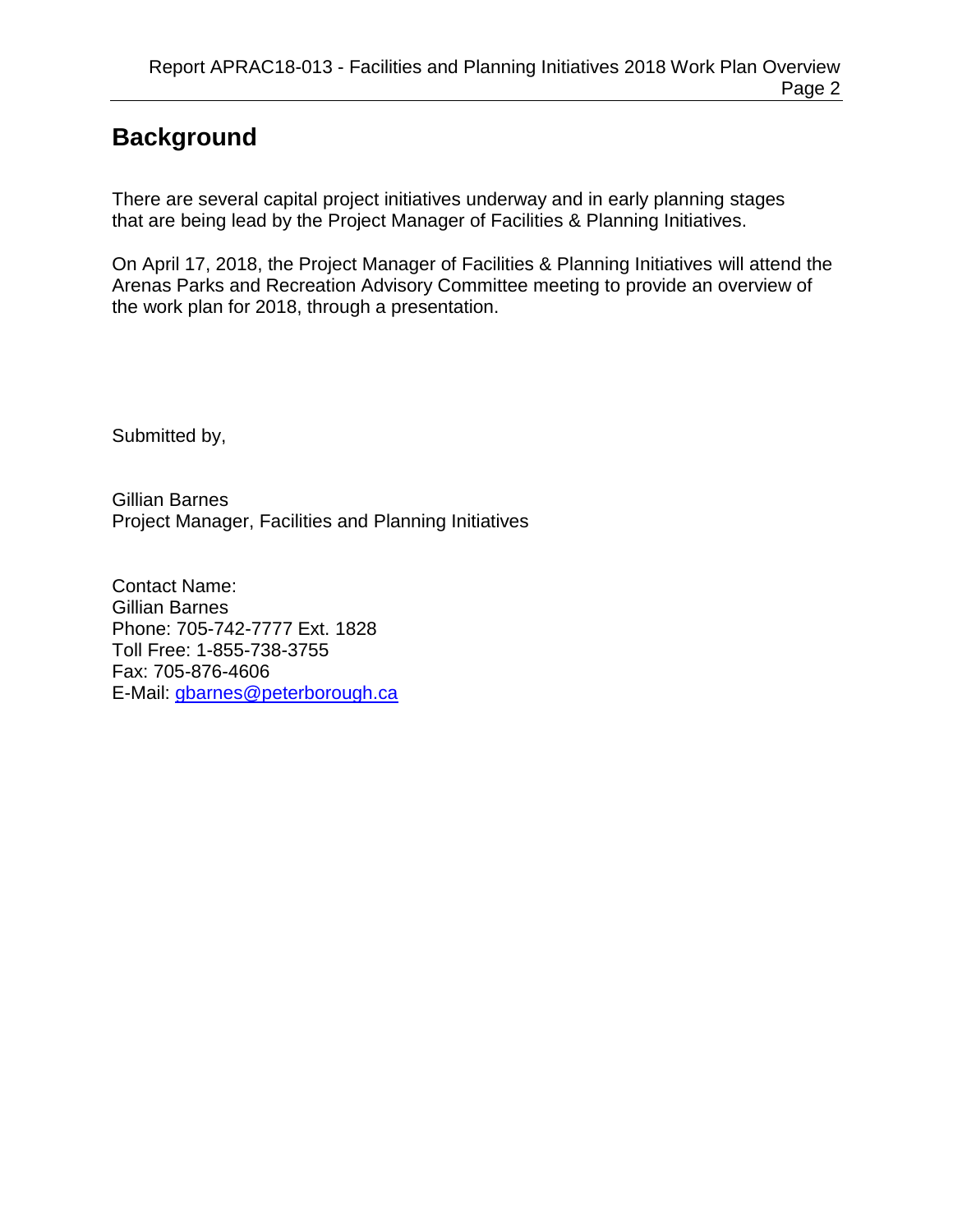## Background

There are several capital project initiatives underway and in early planning stages that are being lead by the Project Manager of Facilities & Planning Initiatives.

On April 17, 2018, the Project Manager of Facilities & Planning Initiatives will attend the Arenas Parks and Recreation Advisory Committee meeting to provide an overview of the work plan for 2018, through a presentation.

Submitted by,

Gillian Barnes
Project Manager, Facilities and Planning Initiatives

Contact Name:
Gillian Barnes
Phone: 705-742-7777 Ext. 1828
Toll Free: 1-855-738-3755
Fax: 705-876-4606
E-Mail: gbarnes@peterborough.ca